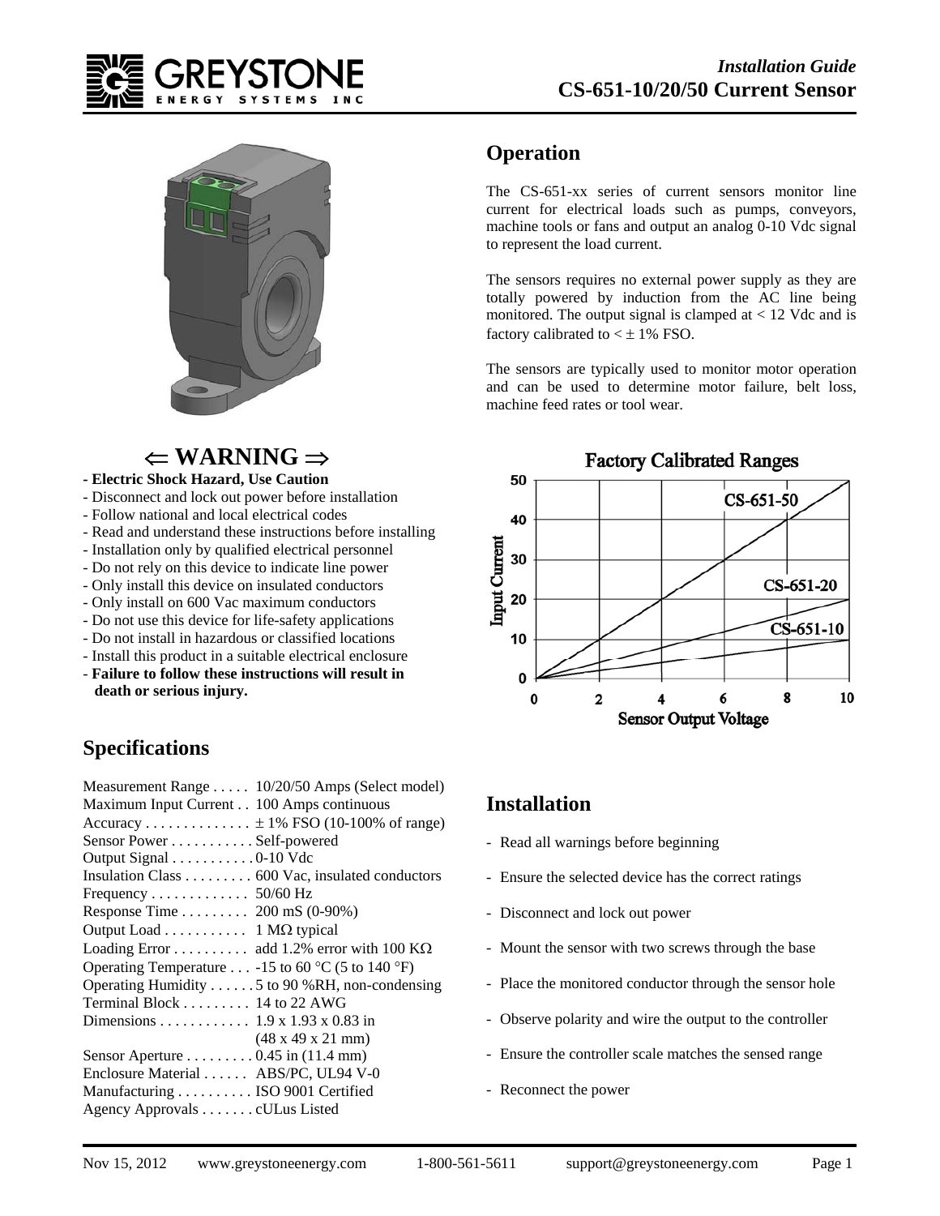*Installation Guide*
**CS-651-10/20/50 Current Sensor**

## ⇐ WARNING ⇒

- **Electric Shock Hazard, Use Caution**
- Disconnect and lock out power before installation
- Follow national and local electrical codes
- Read and understand these instructions before installing
- Installation only by qualified electrical personnel
- Do not rely on this device to indicate line power
- Only install this device on insulated conductors
- Only install on 600 Vac maximum conductors
- Do not use this device for life-safety applications
- Do not install in hazardous or classified locations
- Install this product in a suitable electrical enclosure
- **Failure to follow these instructions will result in death or serious injury.**

## Specifications

| | |
|---|---|
| Measurement Range | 10/20/50 Amps (Select model) |
| Maximum Input Current | 100 Amps continuous |
| Accuracy | ± 1% FSO (10-100% of range) |
| Sensor Power | Self-powered |
| Output Signal | 0-10 Vdc |
| Insulation Class | 600 Vac, insulated conductors |
| Frequency | 50/60 Hz |
| Response Time | 200 mS (0-90%) |
| Output Load | 1 MΩ typical |
| Loading Error | add 1.2% error with 100 KΩ |
| Operating Temperature | -15 to 60 °C (5 to 140 °F) |
| Operating Humidity | 5 to 90 %RH, non-condensing |
| Terminal Block | 14 to 22 AWG |
| Dimensions | 1.9 x 1.93 x 0.83 in (48 x 49 x 21 mm) |
| Sensor Aperture | 0.45 in (11.4 mm) |
| Enclosure Material | ABS/PC, UL94 V-0 |
| Manufacturing | ISO 9001 Certified |
| Agency Approvals | cULus Listed |

## Operation

The CS-651-xx series of current sensors monitor line current for electrical loads such as pumps, conveyors, machine tools or fans and output an analog 0-10 Vdc signal to represent the load current.

The sensors requires no external power supply as they are totally powered by induction from the AC line being monitored. The output signal is clamped at < 12 Vdc and is factory calibrated to < ± 1% FSO.

The sensors are typically used to monitor motor operation and can be used to determine motor failure, belt loss, machine feed rates or tool wear.

**Factory Calibrated Ranges**

(Graph: Input Current vs. Sensor Output Voltage 0–10; CS-651-50 reaches 50 at 10 V, CS-651-20 reaches 20 at 10 V, CS-651-10 reaches 10 at 10 V)

## Installation

- Read all warnings before beginning
- Ensure the selected device has the correct ratings
- Disconnect and lock out power
- Mount the sensor with two screws through the base
- Place the monitored conductor through the sensor hole
- Observe polarity and wire the output to the controller
- Ensure the controller scale matches the sensed range
- Reconnect the power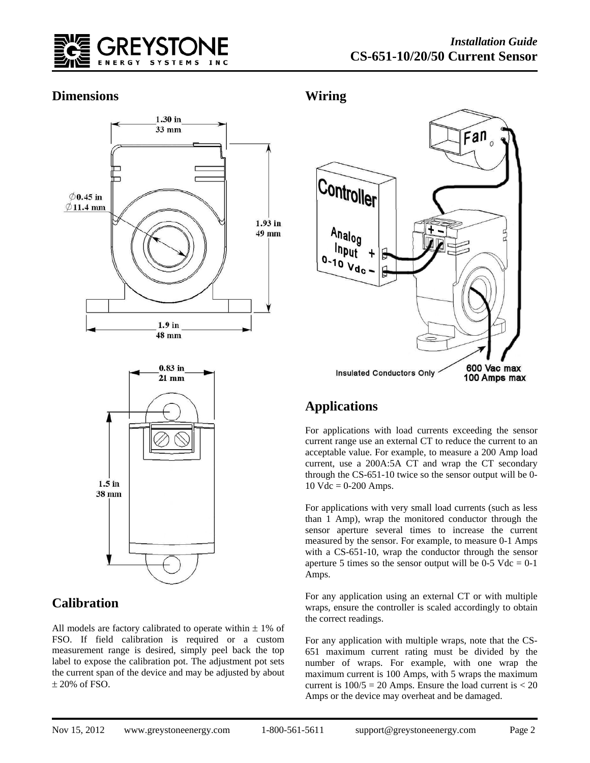## Dimensions

1.30 in
33 mm

∅0.45 in
∅11.4 mm

1.93 in
49 mm

1.9 in
48 mm

0.83 in
21 mm

1.5 in
38 mm

## Calibration

All models are factory calibrated to operate within ± 1% of FSO. If field calibration is required or a custom measurement range is desired, simply peel back the top label to expose the calibration pot. The adjustment pot sets the current span of the device and may be adjusted by about ± 20% of FSO.

## Wiring

Fan

Controller

Analog Input 0-10 Vdc + −

+ −

Insulated Conductors Only

600 Vac max
100 Amps max

## Applications

For applications with load currents exceeding the sensor current range use an external CT to reduce the current to an acceptable value. For example, to measure a 200 Amp load current, use a 200A:5A CT and wrap the CT secondary through the CS-651-10 twice so the sensor output will be 0-10 Vdc = 0-200 Amps.

For applications with very small load currents (such as less than 1 Amp), wrap the monitored conductor through the sensor aperture several times to increase the current measured by the sensor. For example, to measure 0-1 Amps with a CS-651-10, wrap the conductor through the sensor aperture 5 times so the sensor output will be 0-5 Vdc = 0-1 Amps.

For any application using an external CT or with multiple wraps, ensure the controller is scaled accordingly to obtain the correct readings.

For any application with multiple wraps, note that the CS-651 maximum current rating must be divided by the number of wraps. For example, with one wrap the maximum current is 100 Amps, with 5 wraps the maximum current is 100/5 = 20 Amps. Ensure the load current is < 20 Amps or the device may overheat and be damaged.